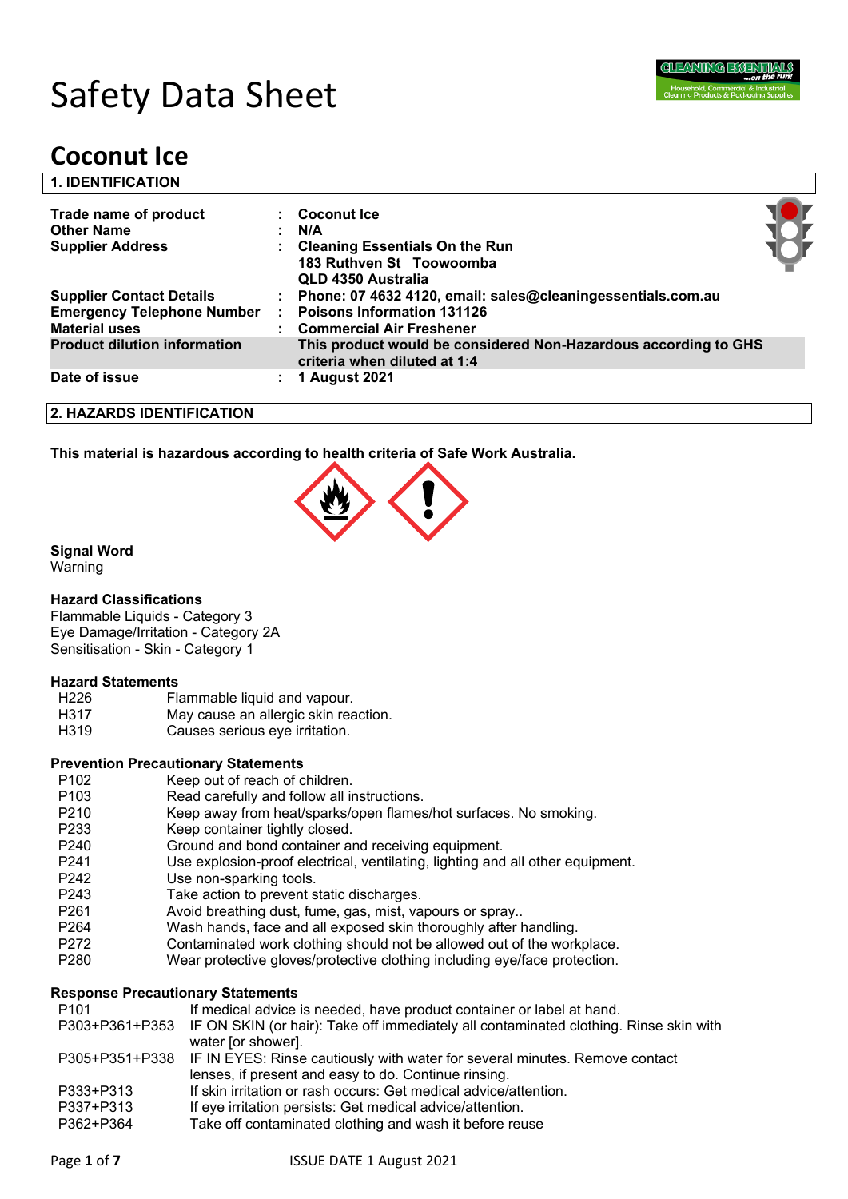# Safety Data Sheet

# Coconut Ice

## 1. IDENTIFICATION

| | | |
|---|---|---|
| **Trade name of product** | : | **Coconut Ice** |
| **Other Name** | : | **N/A** |
| **Supplier Address** | : | **Cleaning Essentials On the Run**<br>**183 Ruthven St Toowoomba**<br>**QLD 4350 Australia** |
| **Supplier Contact Details** | : | **Phone: 07 4632 4120, email: sales@cleaningessentials.com.au** |
| **Emergency Telephone Number** | : | **Poisons Information 131126** |
| **Material uses** | : | **Commercial Air Freshener** |
| **Product dilution information** | | **This product would be considered Non-Hazardous according to GHS criteria when diluted at 1:4** |
| **Date of issue** | : | **1 August 2021** |

## 2. HAZARDS IDENTIFICATION

**This material is hazardous according to health criteria of Safe Work Australia.**

**Signal Word**

Warning

**Hazard Classifications**

Flammable Liquids - Category 3
Eye Damage/Irritation - Category 2A
Sensitisation - Skin - Category 1

**Hazard Statements**

| | |
|---|---|
| H226 | Flammable liquid and vapour. |
| H317 | May cause an allergic skin reaction. |
| H319 | Causes serious eye irritation. |

**Prevention Precautionary Statements**

| | |
|---|---|
| P102 | Keep out of reach of children. |
| P103 | Read carefully and follow all instructions. |
| P210 | Keep away from heat/sparks/open flames/hot surfaces. No smoking. |
| P233 | Keep container tightly closed. |
| P240 | Ground and bond container and receiving equipment. |
| P241 | Use explosion-proof electrical, ventilating, lighting and all other equipment. |
| P242 | Use non-sparking tools. |
| P243 | Take action to prevent static discharges. |
| P261 | Avoid breathing dust, fume, gas, mist, vapours or spray.. |
| P264 | Wash hands, face and all exposed skin thoroughly after handling. |
| P272 | Contaminated work clothing should not be allowed out of the workplace. |
| P280 | Wear protective gloves/protective clothing including eye/face protection. |

**Response Precautionary Statements**

| | |
|---|---|
| P101 | If medical advice is needed, have product container or label at hand. |
| P303+P361+P353 | IF ON SKIN (or hair): Take off immediately all contaminated clothing. Rinse skin with water [or shower]. |
| P305+P351+P338 | IF IN EYES: Rinse cautiously with water for several minutes. Remove contact lenses, if present and easy to do. Continue rinsing. |
| P333+P313 | If skin irritation or rash occurs: Get medical advice/attention. |
| P337+P313 | If eye irritation persists: Get medical advice/attention. |
| P362+P364 | Take off contaminated clothing and wash it before reuse |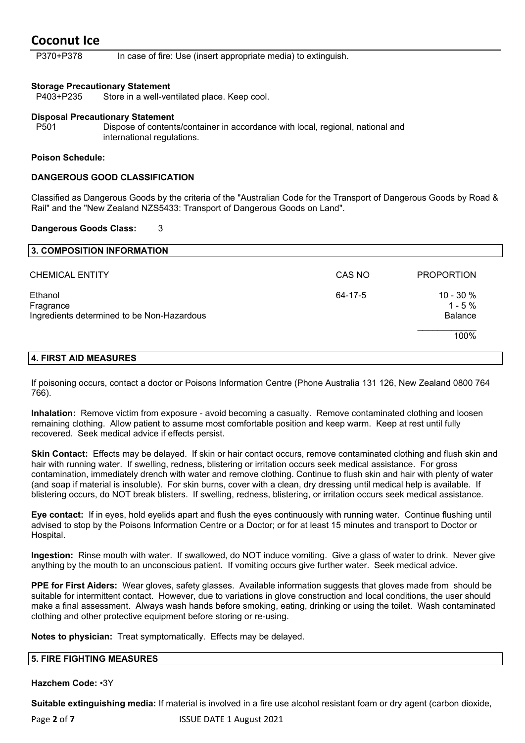P370+P378 In case of fire: Use (insert appropriate media) to extinguish.

**Storage Precautionary Statement**

P403+P235 Store in a well-ventilated place. Keep cool.

**Disposal Precautionary Statement**

P501 Dispose of contents/container in accordance with local, regional, national and international regulations.

**Poison Schedule:**

**DANGEROUS GOOD CLASSIFICATION**

Classified as Dangerous Goods by the criteria of the "Australian Code for the Transport of Dangerous Goods by Road & Rail" and the "New Zealand NZS5433: Transport of Dangerous Goods on Land".

**Dangerous Goods Class:** 3

## 3. COMPOSITION INFORMATION

| CHEMICAL ENTITY | CAS NO | PROPORTION |
|---|---|---|
| Ethanol | 64-17-5 | 10 - 30 % |
| Fragrance | | 1 - 5 % |
| Ingredients determined to be Non-Hazardous | | Balance |
| | | 100% |

## 4. FIRST AID MEASURES

If poisoning occurs, contact a doctor or Poisons Information Centre (Phone Australia 131 126, New Zealand 0800 764 766).

**Inhalation:** Remove victim from exposure - avoid becoming a casualty. Remove contaminated clothing and loosen remaining clothing. Allow patient to assume most comfortable position and keep warm. Keep at rest until fully recovered. Seek medical advice if effects persist.

**Skin Contact:** Effects may be delayed. If skin or hair contact occurs, remove contaminated clothing and flush skin and hair with running water. If swelling, redness, blistering or irritation occurs seek medical assistance. For gross contamination, immediately drench with water and remove clothing. Continue to flush skin and hair with plenty of water (and soap if material is insoluble). For skin burns, cover with a clean, dry dressing until medical help is available. If blistering occurs, do NOT break blisters. If swelling, redness, blistering, or irritation occurs seek medical assistance.

**Eye contact:** If in eyes, hold eyelids apart and flush the eyes continuously with running water. Continue flushing until advised to stop by the Poisons Information Centre or a Doctor; or for at least 15 minutes and transport to Doctor or Hospital.

**Ingestion:** Rinse mouth with water. If swallowed, do NOT induce vomiting. Give a glass of water to drink. Never give anything by the mouth to an unconscious patient. If vomiting occurs give further water. Seek medical advice.

**PPE for First Aiders:** Wear gloves, safety glasses. Available information suggests that gloves made from should be suitable for intermittent contact. However, due to variations in glove construction and local conditions, the user should make a final assessment. Always wash hands before smoking, eating, drinking or using the toilet. Wash contaminated clothing and other protective equipment before storing or re-using.

**Notes to physician:** Treat symptomatically. Effects may be delayed.

## 5. FIRE FIGHTING MEASURES

**Hazchem Code:** •3Y

**Suitable extinguishing media:** If material is involved in a fire use alcohol resistant foam or dry agent (carbon dioxide,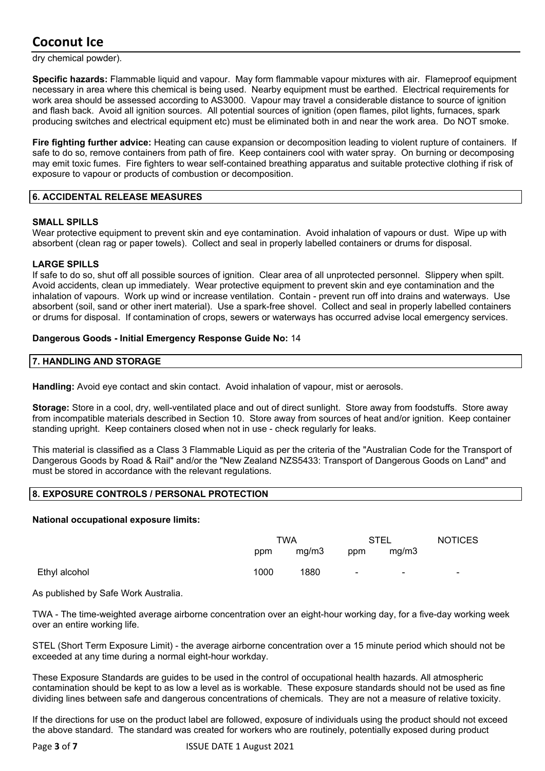dry chemical powder).

**Specific hazards:** Flammable liquid and vapour. May form flammable vapour mixtures with air. Flameproof equipment necessary in area where this chemical is being used. Nearby equipment must be earthed. Electrical requirements for work area should be assessed according to AS3000. Vapour may travel a considerable distance to source of ignition and flash back. Avoid all ignition sources. All potential sources of ignition (open flames, pilot lights, furnaces, spark producing switches and electrical equipment etc) must be eliminated both in and near the work area. Do NOT smoke.

**Fire fighting further advice:** Heating can cause expansion or decomposition leading to violent rupture of containers. If safe to do so, remove containers from path of fire. Keep containers cool with water spray. On burning or decomposing may emit toxic fumes. Fire fighters to wear self-contained breathing apparatus and suitable protective clothing if risk of exposure to vapour or products of combustion or decomposition.

## 6. ACCIDENTAL RELEASE MEASURES

**SMALL SPILLS**

Wear protective equipment to prevent skin and eye contamination. Avoid inhalation of vapours or dust. Wipe up with absorbent (clean rag or paper towels). Collect and seal in properly labelled containers or drums for disposal.

**LARGE SPILLS**

If safe to do so, shut off all possible sources of ignition. Clear area of all unprotected personnel. Slippery when spilt. Avoid accidents, clean up immediately. Wear protective equipment to prevent skin and eye contamination and the inhalation of vapours. Work up wind or increase ventilation. Contain - prevent run off into drains and waterways. Use absorbent (soil, sand or other inert material). Use a spark-free shovel. Collect and seal in properly labelled containers or drums for disposal. If contamination of crops, sewers or waterways has occurred advise local emergency services.

**Dangerous Goods - Initial Emergency Response Guide No:** 14

## 7. HANDLING AND STORAGE

**Handling:** Avoid eye contact and skin contact. Avoid inhalation of vapour, mist or aerosols.

**Storage:** Store in a cool, dry, well-ventilated place and out of direct sunlight. Store away from foodstuffs. Store away from incompatible materials described in Section 10. Store away from sources of heat and/or ignition. Keep container standing upright. Keep containers closed when not in use - check regularly for leaks.

This material is classified as a Class 3 Flammable Liquid as per the criteria of the "Australian Code for the Transport of Dangerous Goods by Road & Rail" and/or the "New Zealand NZS5433: Transport of Dangerous Goods on Land" and must be stored in accordance with the relevant regulations.

## 8. EXPOSURE CONTROLS / PERSONAL PROTECTION

**National occupational exposure limits:**

| | TWA | | STEL | | NOTICES |
|---|---|---|---|---|---|
| | ppm | mg/m3 | ppm | mg/m3 | |
| Ethyl alcohol | 1000 | 1880 | - | - | - |

As published by Safe Work Australia.

TWA - The time-weighted average airborne concentration over an eight-hour working day, for a five-day working week over an entire working life.

STEL (Short Term Exposure Limit) - the average airborne concentration over a 15 minute period which should not be exceeded at any time during a normal eight-hour workday.

These Exposure Standards are guides to be used in the control of occupational health hazards. All atmospheric contamination should be kept to as low a level as is workable. These exposure standards should not be used as fine dividing lines between safe and dangerous concentrations of chemicals. They are not a measure of relative toxicity.

If the directions for use on the product label are followed, exposure of individuals using the product should not exceed the above standard. The standard was created for workers who are routinely, potentially exposed during product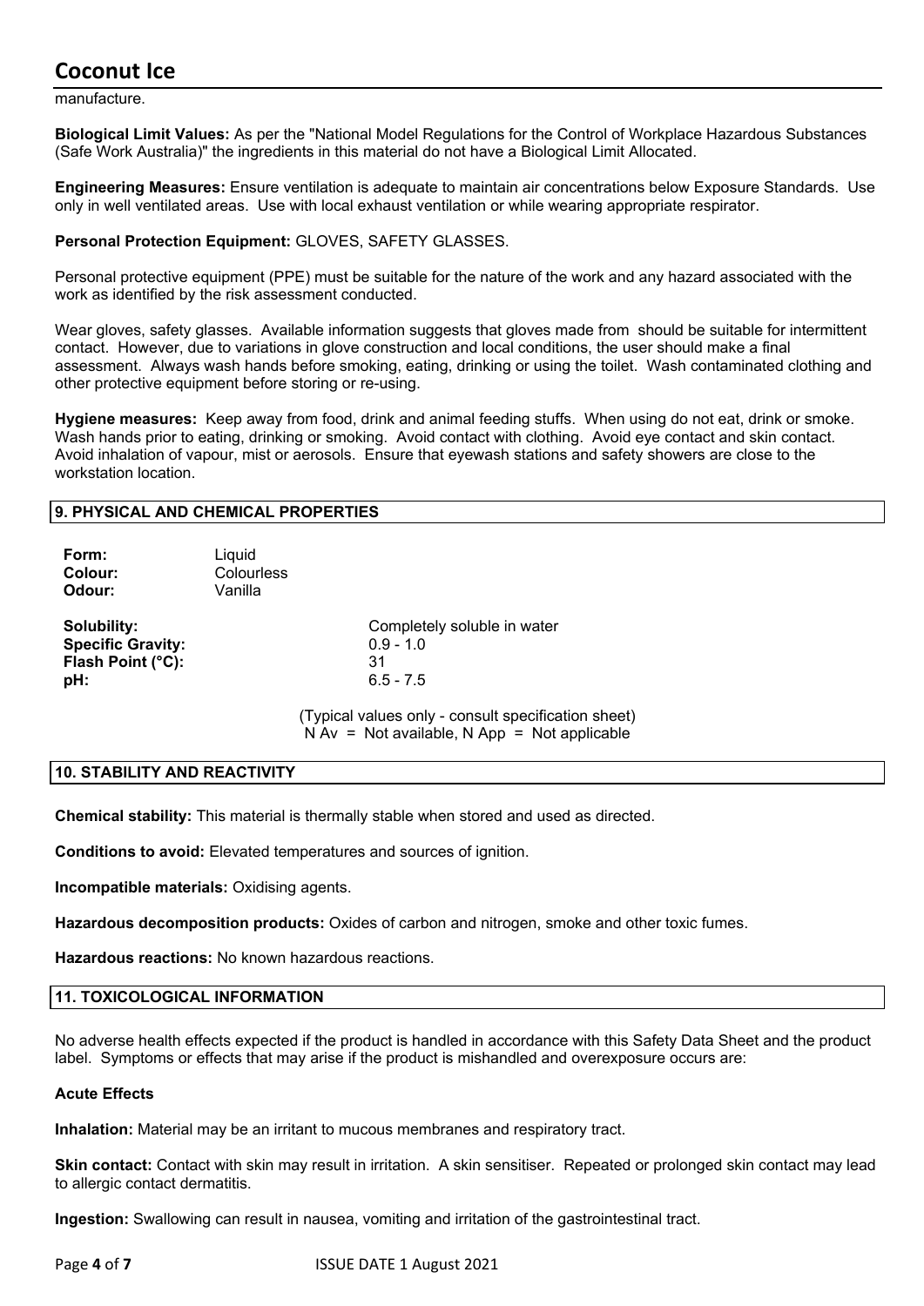manufacture.

**Biological Limit Values:** As per the "National Model Regulations for the Control of Workplace Hazardous Substances (Safe Work Australia)" the ingredients in this material do not have a Biological Limit Allocated.

**Engineering Measures:** Ensure ventilation is adequate to maintain air concentrations below Exposure Standards. Use only in well ventilated areas. Use with local exhaust ventilation or while wearing appropriate respirator.

**Personal Protection Equipment:** GLOVES, SAFETY GLASSES.

Personal protective equipment (PPE) must be suitable for the nature of the work and any hazard associated with the work as identified by the risk assessment conducted.

Wear gloves, safety glasses. Available information suggests that gloves made from should be suitable for intermittent contact. However, due to variations in glove construction and local conditions, the user should make a final assessment. Always wash hands before smoking, eating, drinking or using the toilet. Wash contaminated clothing and other protective equipment before storing or re-using.

**Hygiene measures:** Keep away from food, drink and animal feeding stuffs. When using do not eat, drink or smoke. Wash hands prior to eating, drinking or smoking. Avoid contact with clothing. Avoid eye contact and skin contact. Avoid inhalation of vapour, mist or aerosols. Ensure that eyewash stations and safety showers are close to the workstation location.

## 9. PHYSICAL AND CHEMICAL PROPERTIES

**Form:** Liquid
**Colour:** Colourless
**Odour:** Vanilla

**Solubility:** Completely soluble in water
**Specific Gravity:** 0.9 - 1.0
**Flash Point (°C):** 31
**pH:** 6.5 - 7.5

(Typical values only - consult specification sheet)
N Av = Not available, N App = Not applicable

## 10. STABILITY AND REACTIVITY

**Chemical stability:** This material is thermally stable when stored and used as directed.

**Conditions to avoid:** Elevated temperatures and sources of ignition.

**Incompatible materials:** Oxidising agents.

**Hazardous decomposition products:** Oxides of carbon and nitrogen, smoke and other toxic fumes.

**Hazardous reactions:** No known hazardous reactions.

## 11. TOXICOLOGICAL INFORMATION

No adverse health effects expected if the product is handled in accordance with this Safety Data Sheet and the product label. Symptoms or effects that may arise if the product is mishandled and overexposure occurs are:

**Acute Effects**

**Inhalation:** Material may be an irritant to mucous membranes and respiratory tract.

**Skin contact:** Contact with skin may result in irritation. A skin sensitiser. Repeated or prolonged skin contact may lead to allergic contact dermatitis.

**Ingestion:** Swallowing can result in nausea, vomiting and irritation of the gastrointestinal tract.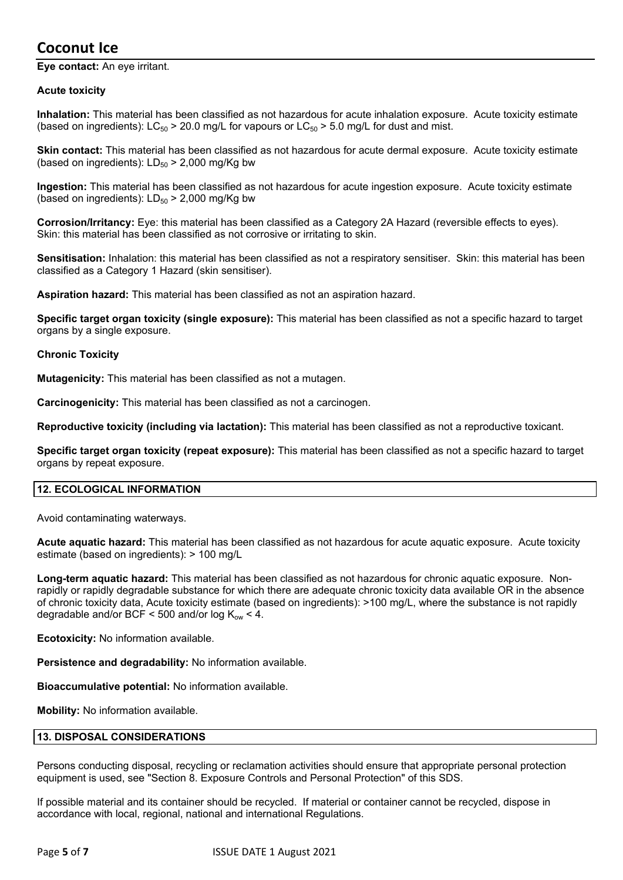**Eye contact:** An eye irritant.

**Acute toxicity**

**Inhalation:** This material has been classified as not hazardous for acute inhalation exposure. Acute toxicity estimate (based on ingredients): $LC_{50}$ > 20.0 mg/L for vapours or $LC_{50}$ > 5.0 mg/L for dust and mist.

**Skin contact:** This material has been classified as not hazardous for acute dermal exposure. Acute toxicity estimate (based on ingredients): $LD_{50}$ > 2,000 mg/Kg bw

**Ingestion:** This material has been classified as not hazardous for acute ingestion exposure. Acute toxicity estimate (based on ingredients): $LD_{50}$ > 2,000 mg/Kg bw

**Corrosion/Irritancy:** Eye: this material has been classified as a Category 2A Hazard (reversible effects to eyes). Skin: this material has been classified as not corrosive or irritating to skin.

**Sensitisation:** Inhalation: this material has been classified as not a respiratory sensitiser. Skin: this material has been classified as a Category 1 Hazard (skin sensitiser).

**Aspiration hazard:** This material has been classified as not an aspiration hazard.

**Specific target organ toxicity (single exposure):** This material has been classified as not a specific hazard to target organs by a single exposure.

**Chronic Toxicity**

**Mutagenicity:** This material has been classified as not a mutagen.

**Carcinogenicity:** This material has been classified as not a carcinogen.

**Reproductive toxicity (including via lactation):** This material has been classified as not a reproductive toxicant.

**Specific target organ toxicity (repeat exposure):** This material has been classified as not a specific hazard to target organs by repeat exposure.

## 12. ECOLOGICAL INFORMATION

Avoid contaminating waterways.

**Acute aquatic hazard:** This material has been classified as not hazardous for acute aquatic exposure. Acute toxicity estimate (based on ingredients): > 100 mg/L

**Long-term aquatic hazard:** This material has been classified as not hazardous for chronic aquatic exposure. Non-rapidly or rapidly degradable substance for which there are adequate chronic toxicity data available OR in the absence of chronic toxicity data, Acute toxicity estimate (based on ingredients): >100 mg/L, where the substance is not rapidly degradable and/or BCF < 500 and/or log $K_{ow}$ < 4.

**Ecotoxicity:** No information available.

**Persistence and degradability:** No information available.

**Bioaccumulative potential:** No information available.

**Mobility:** No information available.

## 13. DISPOSAL CONSIDERATIONS

Persons conducting disposal, recycling or reclamation activities should ensure that appropriate personal protection equipment is used, see "Section 8. Exposure Controls and Personal Protection" of this SDS.

If possible material and its container should be recycled. If material or container cannot be recycled, dispose in accordance with local, regional, national and international Regulations.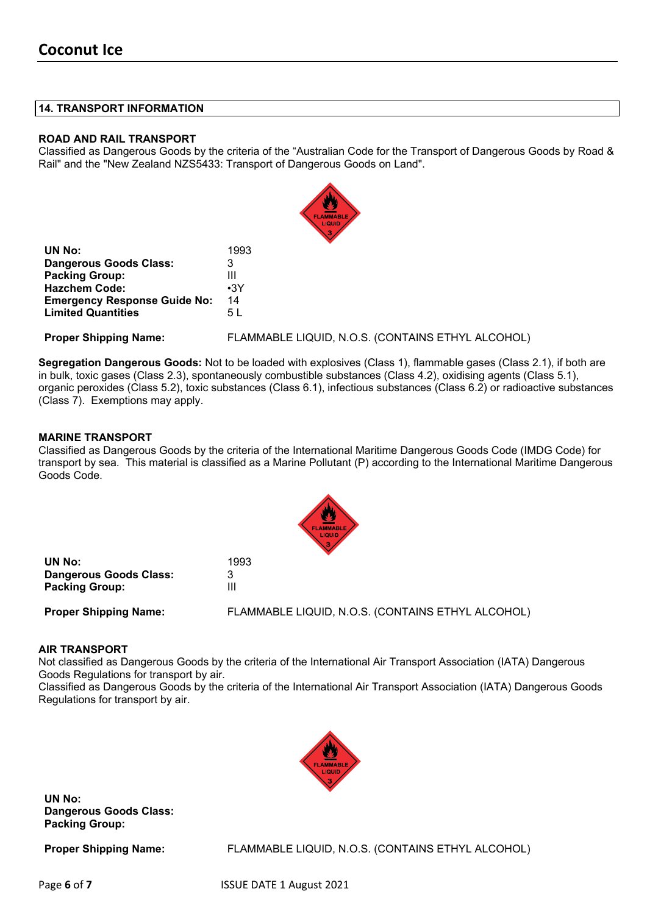## 14. TRANSPORT INFORMATION

### ROAD AND RAIL TRANSPORT

Classified as Dangerous Goods by the criteria of the “Australian Code for the Transport of Dangerous Goods by Road & Rail" and the "New Zealand NZS5433: Transport of Dangerous Goods on Land".

| | |
|---|---|
| **UN No:** | 1993 |
| **Dangerous Goods Class:** | 3 |
| **Packing Group:** | III |
| **Hazchem Code:** | •3Y |
| **Emergency Response Guide No:** | 14 |
| **Limited Quantities** | 5 L |

**Proper Shipping Name:** FLAMMABLE LIQUID, N.O.S. (CONTAINS ETHYL ALCOHOL)

**Segregation Dangerous Goods:** Not to be loaded with explosives (Class 1), flammable gases (Class 2.1), if both are in bulk, toxic gases (Class 2.3), spontaneously combustible substances (Class 4.2), oxidising agents (Class 5.1), organic peroxides (Class 5.2), toxic substances (Class 6.1), infectious substances (Class 6.2) or radioactive substances (Class 7). Exemptions may apply.

### MARINE TRANSPORT

Classified as Dangerous Goods by the criteria of the International Maritime Dangerous Goods Code (IMDG Code) for transport by sea. This material is classified as a Marine Pollutant (P) according to the International Maritime Dangerous Goods Code.

| | |
|---|---|
| **UN No:** | 1993 |
| **Dangerous Goods Class:** | 3 |
| **Packing Group:** | III |

**Proper Shipping Name:** FLAMMABLE LIQUID, N.O.S. (CONTAINS ETHYL ALCOHOL)

### AIR TRANSPORT

Not classified as Dangerous Goods by the criteria of the International Air Transport Association (IATA) Dangerous Goods Regulations for transport by air.
Classified as Dangerous Goods by the criteria of the International Air Transport Association (IATA) Dangerous Goods Regulations for transport by air.

| | |
|---|---|
| **UN No:** | |
| **Dangerous Goods Class:** | |
| **Packing Group:** | |

**Proper Shipping Name:** FLAMMABLE LIQUID, N.O.S. (CONTAINS ETHYL ALCOHOL)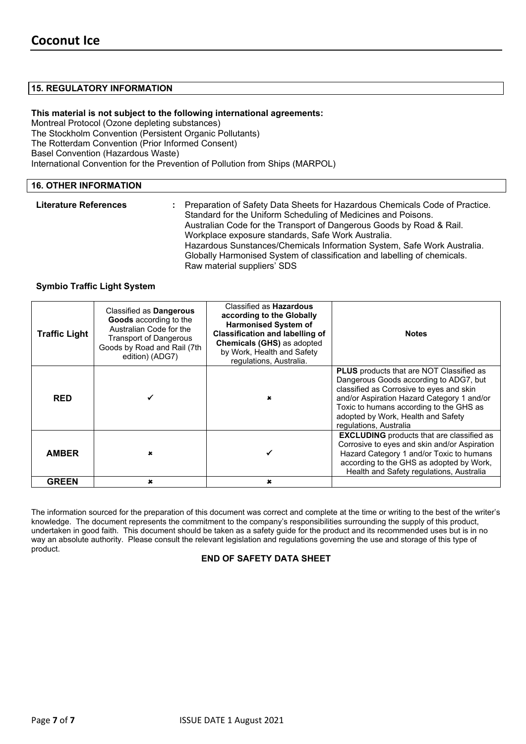## 15. REGULATORY INFORMATION

**This material is not subject to the following international agreements:**
Montreal Protocol (Ozone depleting substances)
The Stockholm Convention (Persistent Organic Pollutants)
The Rotterdam Convention (Prior Informed Consent)
Basel Convention (Hazardous Waste)
International Convention for the Prevention of Pollution from Ships (MARPOL)

## 16. OTHER INFORMATION

**Literature References** : Preparation of Safety Data Sheets for Hazardous Chemicals Code of Practice.
Standard for the Uniform Scheduling of Medicines and Poisons.
Australian Code for the Transport of Dangerous Goods by Road & Rail.
Workplace exposure standards, Safe Work Australia.
Hazardous Sunstances/Chemicals Information System, Safe Work Australia.
Globally Harmonised System of classification and labelling of chemicals.
Raw material suppliers' SDS

**Symbio Traffic Light System**

| Traffic Light | Classified as **Dangerous Goods** according to the Australian Code for the Transport of Dangerous Goods by Road and Rail (7th edition) (ADG7) | Classified as **Hazardous according to the Globally Harmonised System of Classification and labelling of Chemicals (GHS)** as adopted by Work, Health and Safety regulations, Australia. | Notes |
|---|---|---|---|
| **RED** | ✓ | ✗ | **PLUS** products that are NOT Classified as Dangerous Goods according to ADG7, but classified as Corrosive to eyes and skin and/or Aspiration Hazard Category 1 and/or Toxic to humans according to the GHS as adopted by Work, Health and Safety regulations, Australia |
| **AMBER** | ✗ | ✓ | **EXCLUDING** products that are classified as Corrosive to eyes and skin and/or Aspiration Hazard Category 1 and/or Toxic to humans according to the GHS as adopted by Work, Health and Safety regulations, Australia |
| **GREEN** | ✗ | ✗ | |

The information sourced for the preparation of this document was correct and complete at the time or writing to the best of the writer's knowledge. The document represents the commitment to the company's responsibilities surrounding the supply of this product, undertaken in good faith. This document should be taken as a safety guide for the product and its recommended uses but is in no way an absolute authority. Please consult the relevant legislation and regulations governing the use and storage of this type of product.

**END OF SAFETY DATA SHEET**